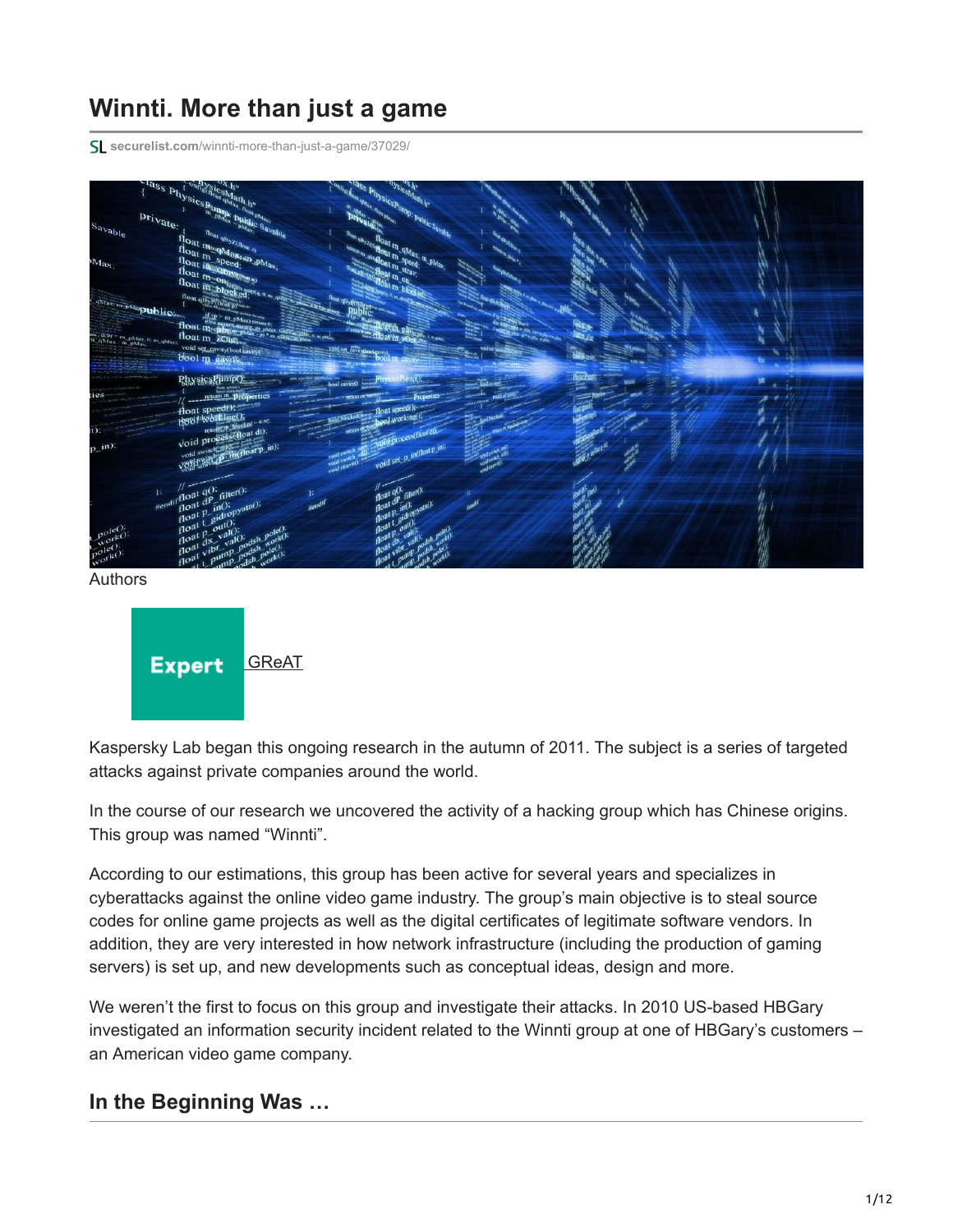# Winnti. More than just a game

securelist.com/winnti-more-than-just-a-game/37029/

Authors

Expert GReAT

Kaspersky Lab began this ongoing research in the autumn of 2011. The subject is a series of targeted attacks against private companies around the world.

In the course of our research we uncovered the activity of a hacking group which has Chinese origins. This group was named “Winnti”.

According to our estimations, this group has been active for several years and specializes in cyberattacks against the online video game industry. The group’s main objective is to steal source codes for online game projects as well as the digital certificates of legitimate software vendors. In addition, they are very interested in how network infrastructure (including the production of gaming servers) is set up, and new developments such as conceptual ideas, design and more.

We weren’t the first to focus on this group and investigate their attacks. In 2010 US-based HBGary investigated an information security incident related to the Winnti group at one of HBGary’s customers – an American video game company.

## In the Beginning Was …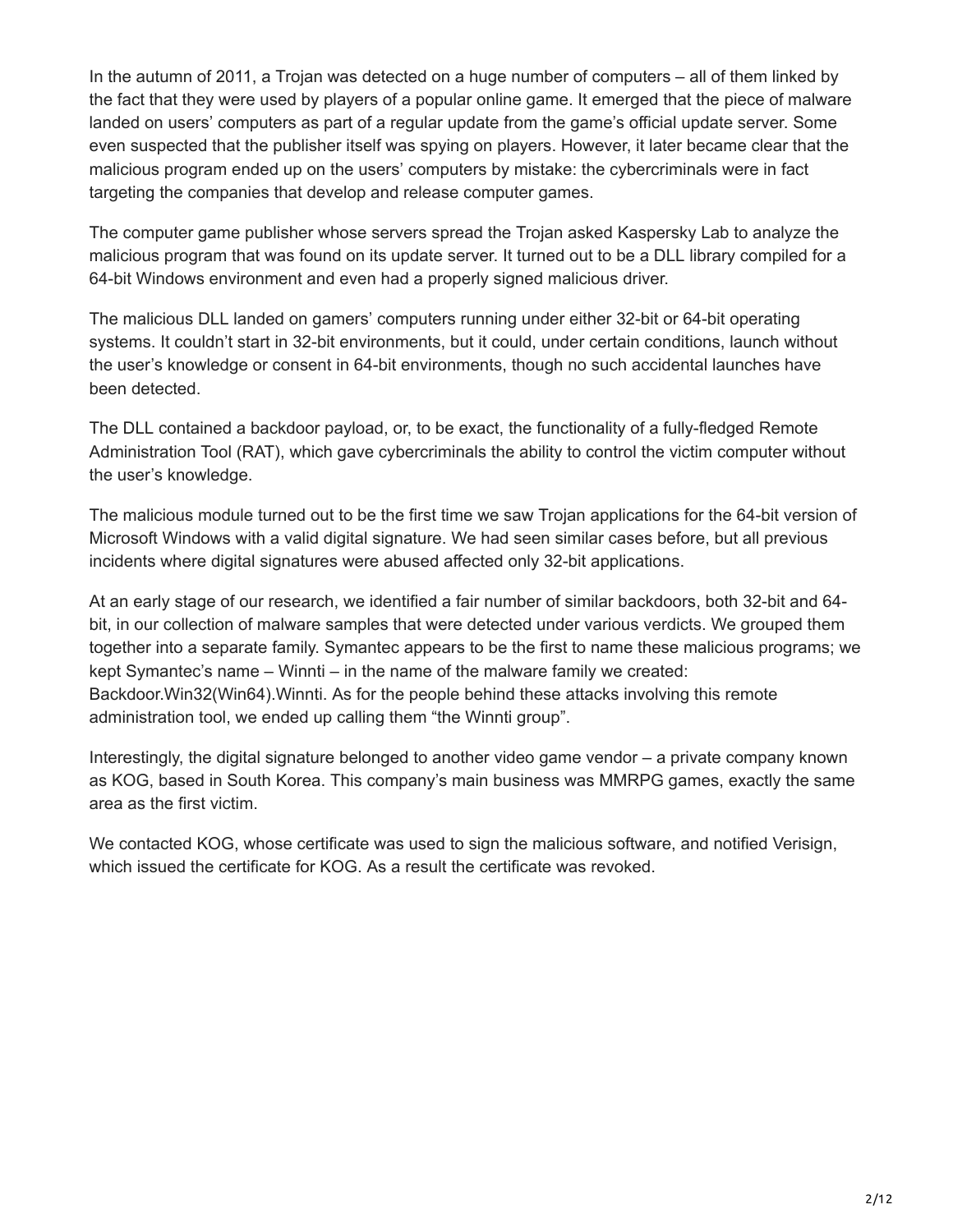In the autumn of 2011, a Trojan was detected on a huge number of computers – all of them linked by the fact that they were used by players of a popular online game. It emerged that the piece of malware landed on users' computers as part of a regular update from the game's official update server. Some even suspected that the publisher itself was spying on players. However, it later became clear that the malicious program ended up on the users' computers by mistake: the cybercriminals were in fact targeting the companies that develop and release computer games.

The computer game publisher whose servers spread the Trojan asked Kaspersky Lab to analyze the malicious program that was found on its update server. It turned out to be a DLL library compiled for a 64-bit Windows environment and even had a properly signed malicious driver.

The malicious DLL landed on gamers' computers running under either 32-bit or 64-bit operating systems. It couldn't start in 32-bit environments, but it could, under certain conditions, launch without the user's knowledge or consent in 64-bit environments, though no such accidental launches have been detected.

The DLL contained a backdoor payload, or, to be exact, the functionality of a fully-fledged Remote Administration Tool (RAT), which gave cybercriminals the ability to control the victim computer without the user's knowledge.

The malicious module turned out to be the first time we saw Trojan applications for the 64-bit version of Microsoft Windows with a valid digital signature. We had seen similar cases before, but all previous incidents where digital signatures were abused affected only 32-bit applications.

At an early stage of our research, we identified a fair number of similar backdoors, both 32-bit and 64-bit, in our collection of malware samples that were detected under various verdicts. We grouped them together into a separate family. Symantec appears to be the first to name these malicious programs; we kept Symantec's name – Winnti – in the name of the malware family we created: Backdoor.Win32(Win64).Winnti. As for the people behind these attacks involving this remote administration tool, we ended up calling them "the Winnti group".

Interestingly, the digital signature belonged to another video game vendor – a private company known as KOG, based in South Korea. This company's main business was MMRPG games, exactly the same area as the first victim.

We contacted KOG, whose certificate was used to sign the malicious software, and notified Verisign, which issued the certificate for KOG. As a result the certificate was revoked.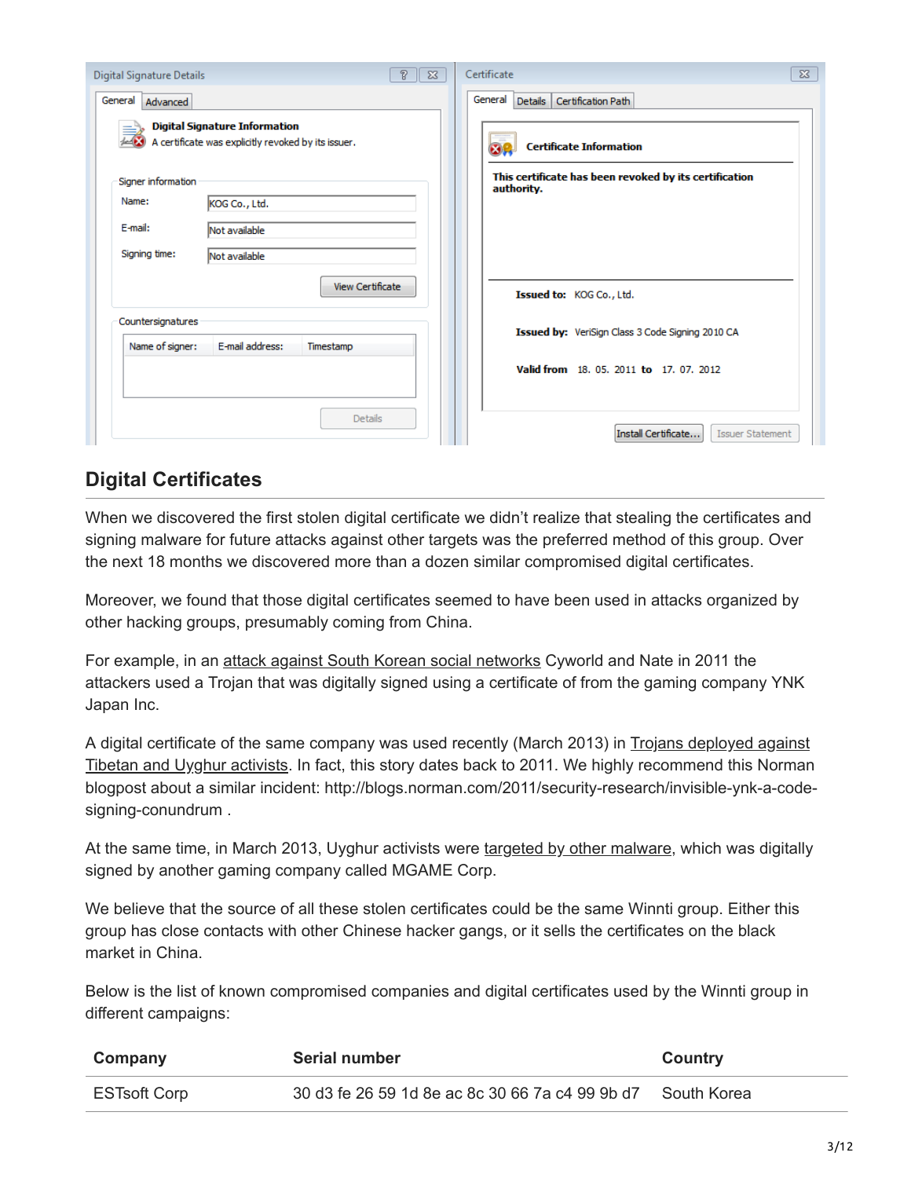## Digital Certificates

When we discovered the first stolen digital certificate we didn't realize that stealing the certificates and signing malware for future attacks against other targets was the preferred method of this group. Over the next 18 months we discovered more than a dozen similar compromised digital certificates.

Moreover, we found that those digital certificates seemed to have been used in attacks organized by other hacking groups, presumably coming from China.

For example, in an attack against South Korean social networks Cyworld and Nate in 2011 the attackers used a Trojan that was digitally signed using a certificate of from the gaming company YNK Japan Inc.

A digital certificate of the same company was used recently (March 2013) in Trojans deployed against Tibetan and Uyghur activists. In fact, this story dates back to 2011. We highly recommend this Norman blogpost about a similar incident: http://blogs.norman.com/2011/security-research/invisible-ynk-a-code-signing-conundrum .

At the same time, in March 2013, Uyghur activists were targeted by other malware, which was digitally signed by another gaming company called MGAME Corp.

We believe that the source of all these stolen certificates could be the same Winnti group. Either this group has close contacts with other Chinese hacker gangs, or it sells the certificates on the black market in China.

Below is the list of known compromised companies and digital certificates used by the Winnti group in different campaigns:

| Company | Serial number | Country |
|---|---|---|
| ESTsoft Corp | 30 d3 fe 26 59 1d 8e ac 8c 30 66 7a c4 99 9b d7 | South Korea |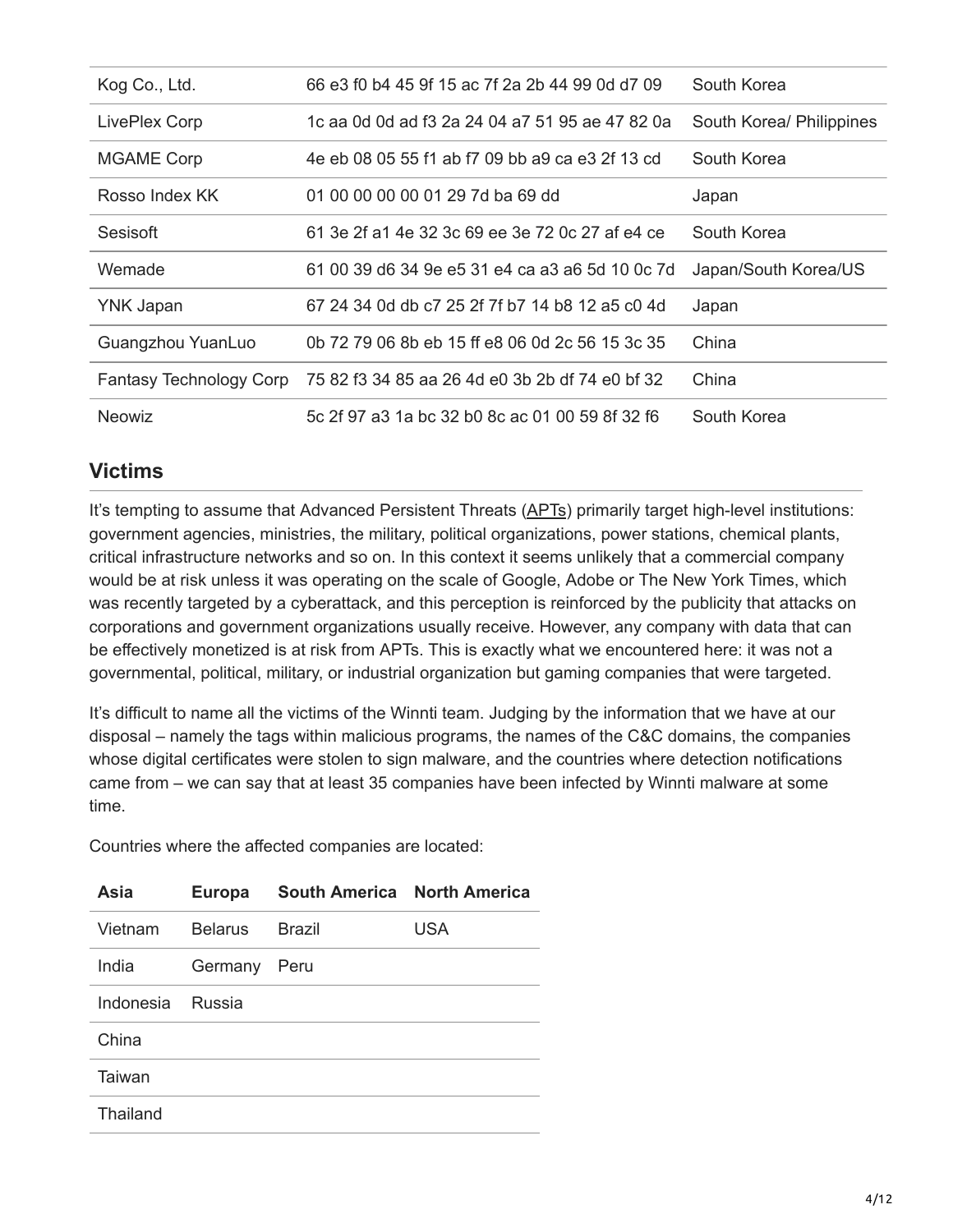| | | |
|---|---|---|
| Kog Co., Ltd. | 66 e3 f0 b4 45 9f 15 ac 7f 2a 2b 44 99 0d d7 09 | South Korea |
| LivePlex Corp | 1c aa 0d 0d ad f3 2a 24 04 a7 51 95 ae 47 82 0a | South Korea/ Philippines |
| MGAME Corp | 4e eb 08 05 55 f1 ab f7 09 bb a9 ca e3 2f 13 cd | South Korea |
| Rosso Index KK | 01 00 00 00 00 01 29 7d ba 69 dd | Japan |
| Sesisoft | 61 3e 2f a1 4e 32 3c 69 ee 3e 72 0c 27 af e4 ce | South Korea |
| Wemade | 61 00 39 d6 34 9e e5 31 e4 ca a3 a6 5d 10 0c 7d | Japan/South Korea/US |
| YNK Japan | 67 24 34 0d db c7 25 2f 7f b7 14 b8 12 a5 c0 4d | Japan |
| Guangzhou YuanLuo | 0b 72 79 06 8b eb 15 ff e8 06 0d 2c 56 15 3c 35 | China |
| Fantasy Technology Corp | 75 82 f3 34 85 aa 26 4d e0 3b 2b df 74 e0 bf 32 | China |
| Neowiz | 5c 2f 97 a3 1a bc 32 b0 8c ac 01 00 59 8f 32 f6 | South Korea |

## Victims

It's tempting to assume that Advanced Persistent Threats (APTs) primarily target high-level institutions: government agencies, ministries, the military, political organizations, power stations, chemical plants, critical infrastructure networks and so on. In this context it seems unlikely that a commercial company would be at risk unless it was operating on the scale of Google, Adobe or The New York Times, which was recently targeted by a cyberattack, and this perception is reinforced by the publicity that attacks on corporations and government organizations usually receive. However, any company with data that can be effectively monetized is at risk from APTs. This is exactly what we encountered here: it was not a governmental, political, military, or industrial organization but gaming companies that were targeted.

It's difficult to name all the victims of the Winnti team. Judging by the information that we have at our disposal – namely the tags within malicious programs, the names of the C&C domains, the companies whose digital certificates were stolen to sign malware, and the countries where detection notifications came from – we can say that at least 35 companies have been infected by Winnti malware at some time.

Countries where the affected companies are located:

| Asia | Europa | South America | North America |
|---|---|---|---|
| Vietnam | Belarus | Brazil | USA |
| India | Germany | Peru | |
| Indonesia | Russia | | |
| China | | | |
| Taiwan | | | |
| Thailand | | | |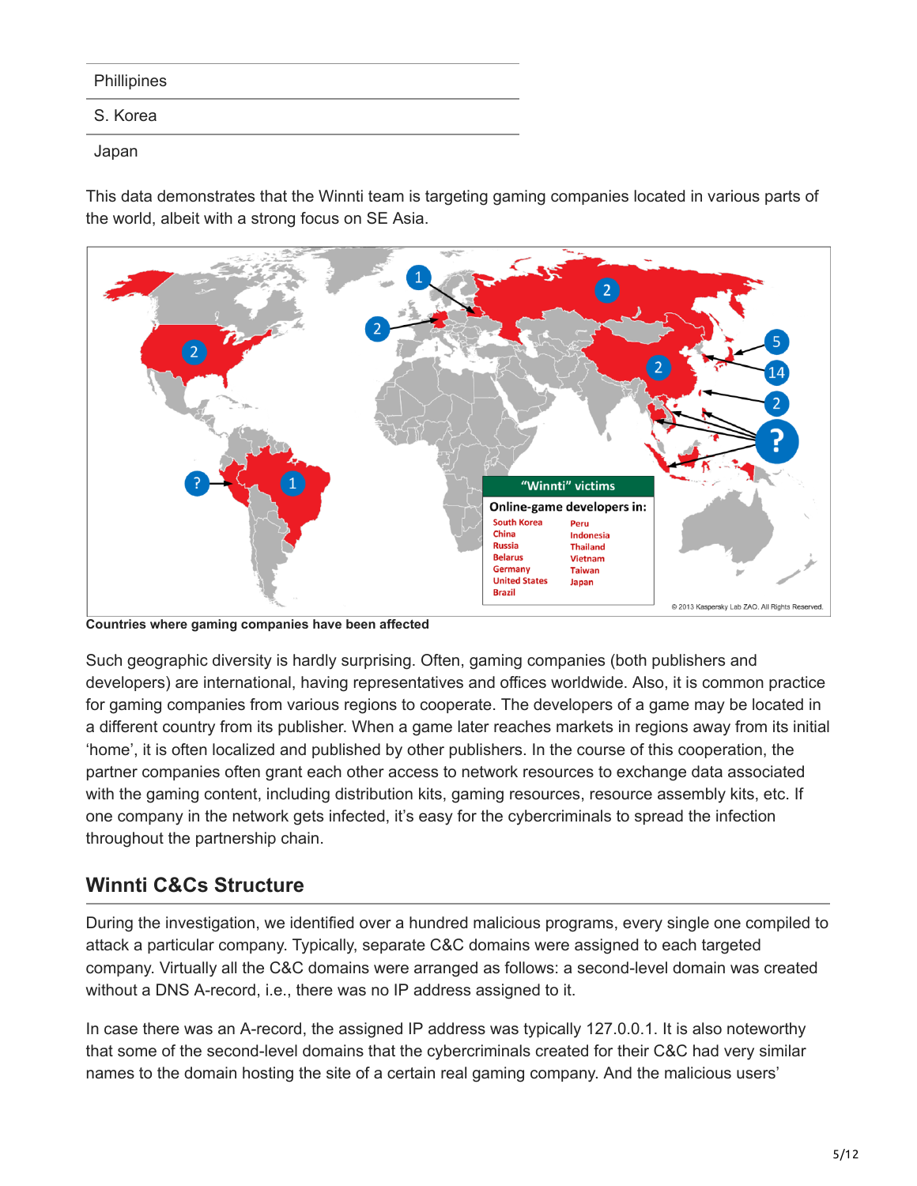| Phillipines |
| --- |
| S. Korea |
| Japan |

This data demonstrates that the Winnti team is targeting gaming companies located in various parts of the world, albeit with a strong focus on SE Asia.

Countries where gaming companies have been affected

Such geographic diversity is hardly surprising. Often, gaming companies (both publishers and developers) are international, having representatives and offices worldwide. Also, it is common practice for gaming companies from various regions to cooperate. The developers of a game may be located in a different country from its publisher. When a game later reaches markets in regions away from its initial 'home', it is often localized and published by other publishers. In the course of this cooperation, the partner companies often grant each other access to network resources to exchange data associated with the gaming content, including distribution kits, gaming resources, resource assembly kits, etc. If one company in the network gets infected, it's easy for the cybercriminals to spread the infection throughout the partnership chain.

## Winnti C&Cs Structure

During the investigation, we identified over a hundred malicious programs, every single one compiled to attack a particular company. Typically, separate C&C domains were assigned to each targeted company. Virtually all the C&C domains were arranged as follows: a second-level domain was created without a DNS A-record, i.e., there was no IP address assigned to it.

In case there was an A-record, the assigned IP address was typically 127.0.0.1. It is also noteworthy that some of the second-level domains that the cybercriminals created for their C&C had very similar names to the domain hosting the site of a certain real gaming company. And the malicious users'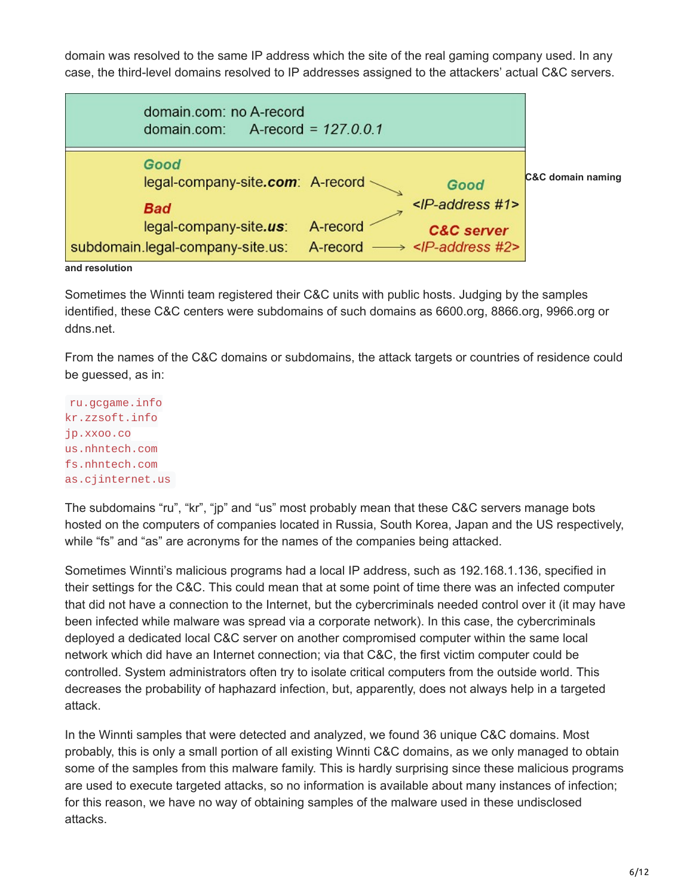domain was resolved to the same IP address which the site of the real gaming company used. In any case, the third-level domains resolved to IP addresses assigned to the attackers' actual C&C servers.

```
domain.com: no A-record
domain.com:     A-record = 127.0.0.1

Good
legal-company-site.com:  A-record  ->   Good
                                        <IP-address #1>
Bad
legal-company-site.us:   A-record  ->
                                        C&C server
subdomain.legal-company-site.us:  A-record  ->  <IP-address #2>
```

**C&C domain naming and resolution**

Sometimes the Winnti team registered their C&C units with public hosts. Judging by the samples identified, these C&C centers were subdomains of such domains as 6600.org, 8866.org, 9966.org or ddns.net.

From the names of the C&C domains or subdomains, the attack targets or countries of residence could be guessed, as in:

```
ru.gcgame.info
kr.zzsoft.info
jp.xxoo.co
us.nhntech.com
fs.nhntech.com
as.cjinternet.us
```

The subdomains "ru", "kr", "jp" and "us" most probably mean that these C&C servers manage bots hosted on the computers of companies located in Russia, South Korea, Japan and the US respectively, while "fs" and "as" are acronyms for the names of the companies being attacked.

Sometimes Winnti's malicious programs had a local IP address, such as 192.168.1.136, specified in their settings for the C&C. This could mean that at some point of time there was an infected computer that did not have a connection to the Internet, but the cybercriminals needed control over it (it may have been infected while malware was spread via a corporate network). In this case, the cybercriminals deployed a dedicated local C&C server on another compromised computer within the same local network which did have an Internet connection; via that C&C, the first victim computer could be controlled. System administrators often try to isolate critical computers from the outside world. This decreases the probability of haphazard infection, but, apparently, does not always help in a targeted attack.

In the Winnti samples that were detected and analyzed, we found 36 unique C&C domains. Most probably, this is only a small portion of all existing Winnti C&C domains, as we only managed to obtain some of the samples from this malware family. This is hardly surprising since these malicious programs are used to execute targeted attacks, so no information is available about many instances of infection; for this reason, we have no way of obtaining samples of the malware used in these undisclosed attacks.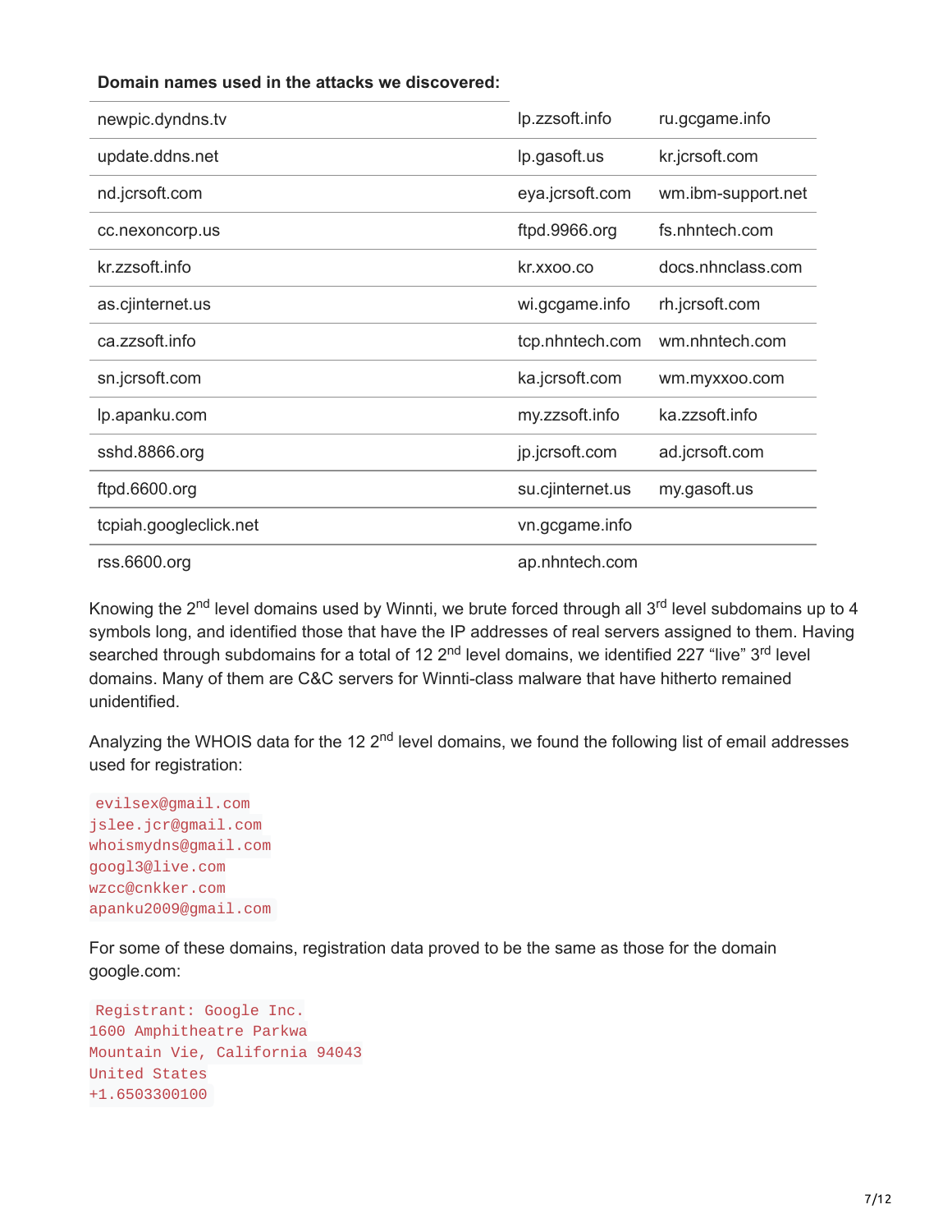**Domain names used in the attacks we discovered:**

| | | |
|---|---|---|
| newpic.dyndns.tv | lp.zzsoft.info | ru.gcgame.info |
| update.ddns.net | lp.gasoft.us | kr.jcrsoft.com |
| nd.jcrsoft.com | eya.jcrsoft.com | wm.ibm-support.net |
| cc.nexoncorp.us | ftpd.9966.org | fs.nhntech.com |
| kr.zzsoft.info | kr.xxoo.co | docs.nhnclass.com |
| as.cjinternet.us | wi.gcgame.info | rh.jcrsoft.com |
| ca.zzsoft.info | tcp.nhntech.com | wm.nhntech.com |
| sn.jcrsoft.com | ka.jcrsoft.com | wm.myxxoo.com |
| lp.apanku.com | my.zzsoft.info | ka.zzsoft.info |
| sshd.8866.org | jp.jcrsoft.com | ad.jcrsoft.com |
| ftpd.6600.org | su.cjinternet.us | my.gasoft.us |
| tcpiah.googleclick.net | vn.gcgame.info | |
| rss.6600.org | ap.nhntech.com | |

Knowing the 2nd level domains used by Winnti, we brute forced through all 3rd level subdomains up to 4 symbols long, and identified those that have the IP addresses of real servers assigned to them. Having searched through subdomains for a total of 12 2nd level domains, we identified 227 "live" 3rd level domains. Many of them are C&C servers for Winnti-class malware that have hitherto remained unidentified.

Analyzing the WHOIS data for the 12 2nd level domains, we found the following list of email addresses used for registration:

```
evilsex@gmail.com
jslee.jcr@gmail.com
whoismydns@gmail.com
googl3@live.com
wzcc@cnkker.com
apanku2009@gmail.com
```

For some of these domains, registration data proved to be the same as those for the domain google.com:

```
Registrant: Google Inc.
1600 Amphitheatre Parkwa
Mountain Vie, California 94043
United States
+1.6503300100
```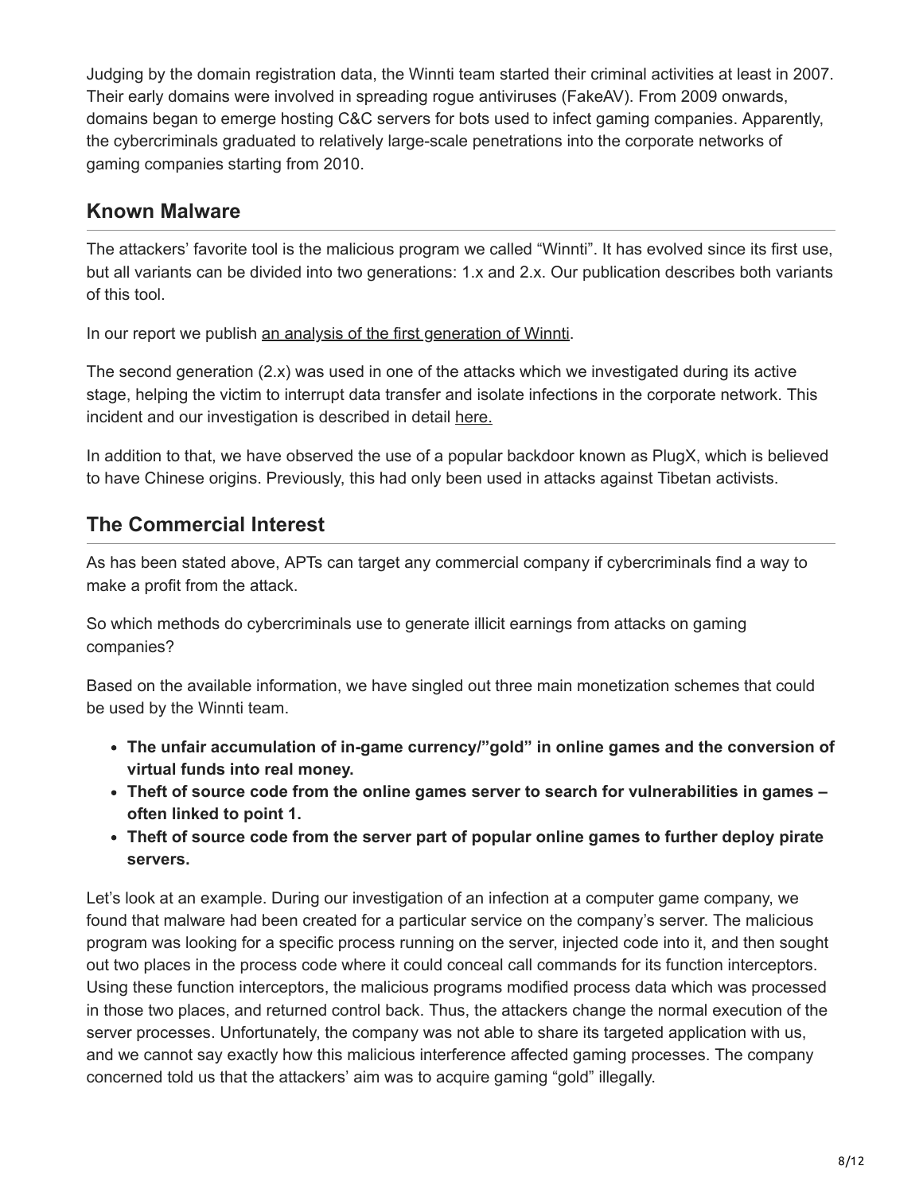Judging by the domain registration data, the Winnti team started their criminal activities at least in 2007. Their early domains were involved in spreading rogue antiviruses (FakeAV). From 2009 onwards, domains began to emerge hosting C&C servers for bots used to infect gaming companies. Apparently, the cybercriminals graduated to relatively large-scale penetrations into the corporate networks of gaming companies starting from 2010.

## Known Malware

The attackers' favorite tool is the malicious program we called "Winnti". It has evolved since its first use, but all variants can be divided into two generations: 1.x and 2.x. Our publication describes both variants of this tool.

In our report we publish an analysis of the first generation of Winnti.

The second generation (2.x) was used in one of the attacks which we investigated during its active stage, helping the victim to interrupt data transfer and isolate infections in the corporate network. This incident and our investigation is described in detail here.

In addition to that, we have observed the use of a popular backdoor known as PlugX, which is believed to have Chinese origins. Previously, this had only been used in attacks against Tibetan activists.

## The Commercial Interest

As has been stated above, APTs can target any commercial company if cybercriminals find a way to make a profit from the attack.

So which methods do cybercriminals use to generate illicit earnings from attacks on gaming companies?

Based on the available information, we have singled out three main monetization schemes that could be used by the Winnti team.

- **The unfair accumulation of in-game currency/"gold" in online games and the conversion of virtual funds into real money.**
- **Theft of source code from the online games server to search for vulnerabilities in games – often linked to point 1.**
- **Theft of source code from the server part of popular online games to further deploy pirate servers.**

Let's look at an example. During our investigation of an infection at a computer game company, we found that malware had been created for a particular service on the company's server. The malicious program was looking for a specific process running on the server, injected code into it, and then sought out two places in the process code where it could conceal call commands for its function interceptors. Using these function interceptors, the malicious programs modified process data which was processed in those two places, and returned control back. Thus, the attackers change the normal execution of the server processes. Unfortunately, the company was not able to share its targeted application with us, and we cannot say exactly how this malicious interference affected gaming processes. The company concerned told us that the attackers' aim was to acquire gaming "gold" illegally.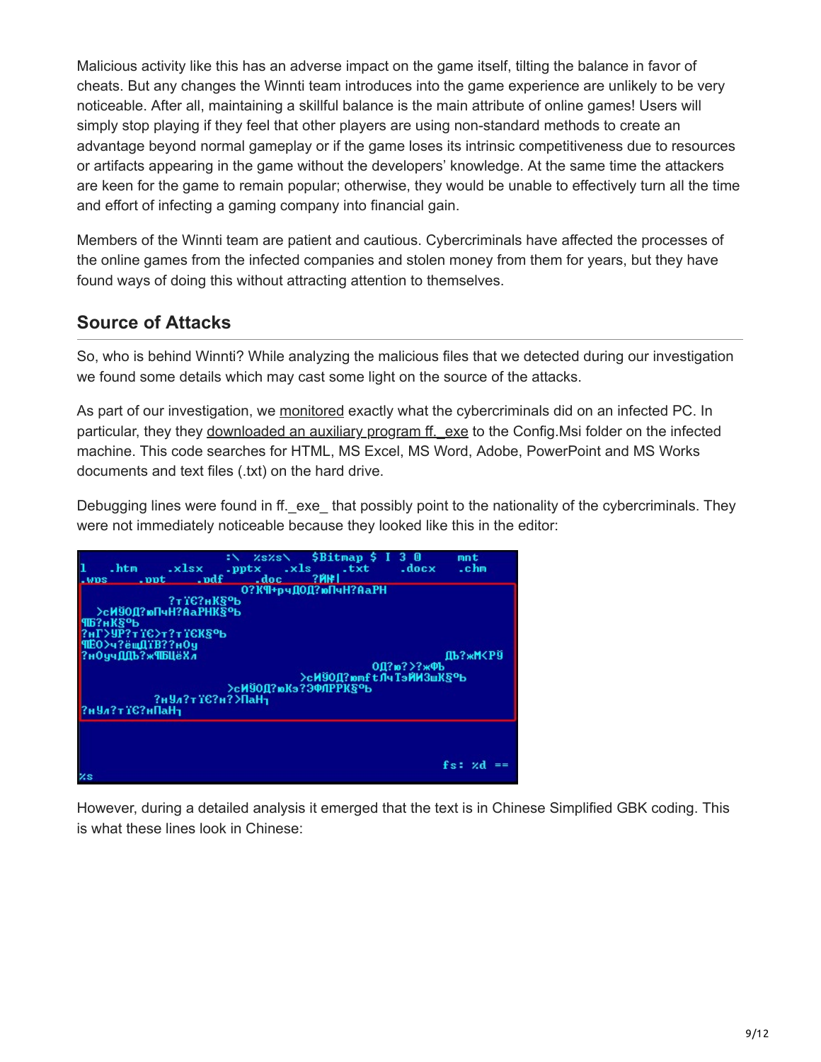Malicious activity like this has an adverse impact on the game itself, tilting the balance in favor of cheats. But any changes the Winnti team introduces into the game experience are unlikely to be very noticeable. After all, maintaining a skillful balance is the main attribute of online games! Users will simply stop playing if they feel that other players are using non-standard methods to create an advantage beyond normal gameplay or if the game loses its intrinsic competitiveness due to resources or artifacts appearing in the game without the developers' knowledge. At the same time the attackers are keen for the game to remain popular; otherwise, they would be unable to effectively turn all the time and effort of infecting a gaming company into financial gain.

Members of the Winnti team are patient and cautious. Cybercriminals have affected the processes of the online games from the infected companies and stolen money from them for years, but they have found ways of doing this without attracting attention to themselves.

## Source of Attacks

So, who is behind Winnti? While analyzing the malicious files that we detected during our investigation we found some details which may cast some light on the source of the attacks.

As part of our investigation, we monitored exactly what the cybercriminals did on an infected PC. In particular, they they downloaded an auxiliary program ff._exe to the Config.Msi folder on the infected machine. This code searches for HTML, MS Excel, MS Word, Adobe, PowerPoint and MS Works documents and text files (.txt) on the hard drive.

Debugging lines were found in ff._exe_ that possibly point to the nationality of the cybercriminals. They were not immediately noticeable because they looked like this in the editor:

However, during a detailed analysis it emerged that the text is in Chinese Simplified GBK coding. This is what these lines look in Chinese: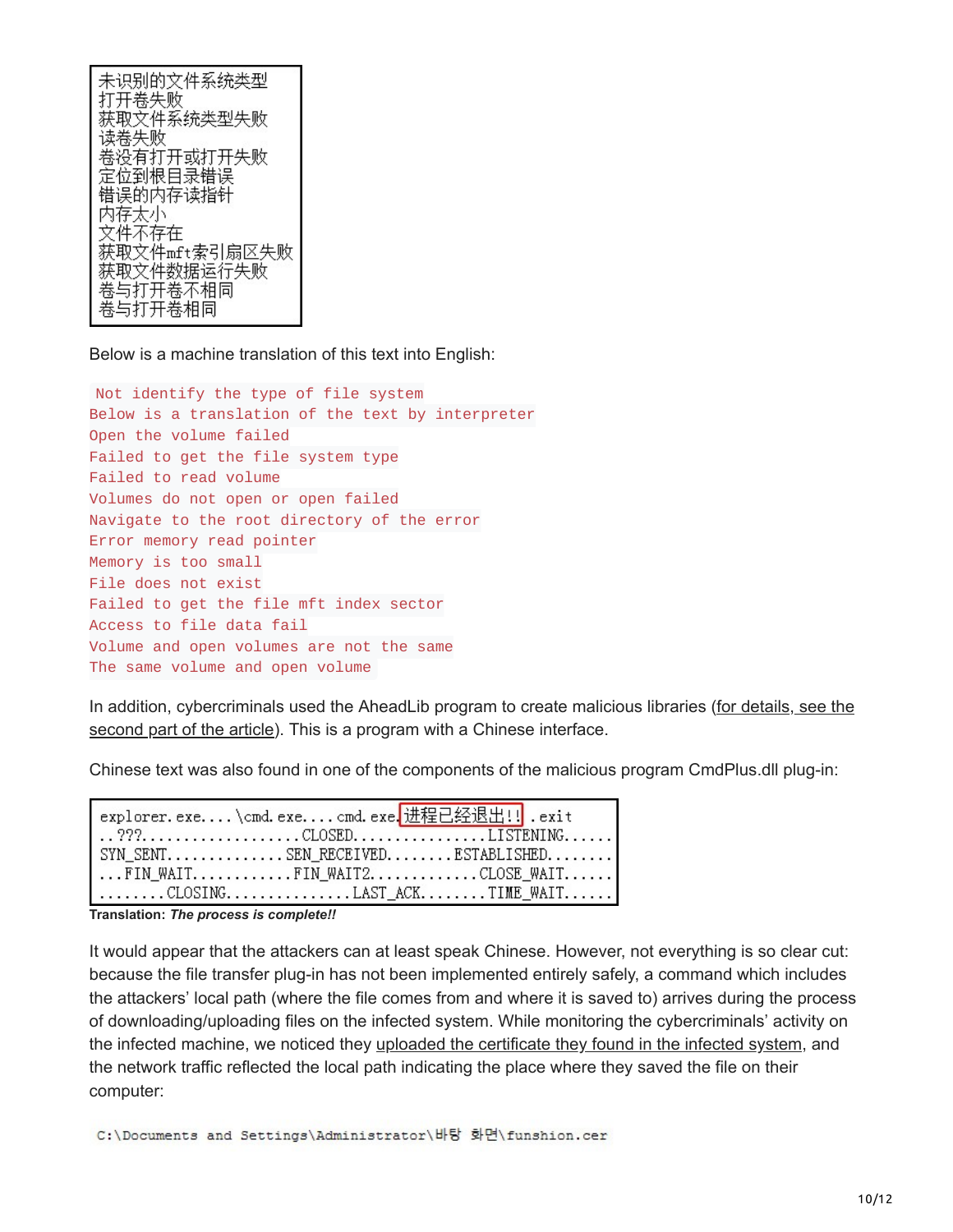```
未识别的文件系统类型
打开卷失败
获取文件系统类型失败
读卷失败
卷没有打开或打开失败
定位到根目录错误
错误的内存读指针
内存太小
文件不存在
获取文件mft索引扇区失败
获取文件数据运行失败
卷与打开卷不相同
卷与打开卷相同
```

Below is a machine translation of this text into English:

```
 Not identify the type of file system
Below is a translation of the text by interpreter
Open the volume failed
Failed to get the file system type
Failed to read volume
Volumes do not open or open failed
Navigate to the root directory of the error
Error memory read pointer
Memory is too small
File does not exist
Failed to get the file mft index sector
Access to file data fail
Volume and open volumes are not the same
The same volume and open volume
```

In addition, cybercriminals used the AheadLib program to create malicious libraries (for details, see the second part of the article). This is a program with a Chinese interface.

Chinese text was also found in one of the components of the malicious program CmdPlus.dll plug-in:

```
explorer.exe....\cmd.exe....cmd.exe.进程已经退出!! .exit
..???...................CLOSED................LISTENING......
SYN_SENT..............SEN_RECEIVED........ESTABLISHED........
...FIN_WAIT............FIN_WAIT2.............CLOSE_WAIT......
........CLOSING...............LAST_ACK........TIME_WAIT......
```

**Translation:** ***The process is complete!!***

It would appear that the attackers can at least speak Chinese. However, not everything is so clear cut: because the file transfer plug-in has not been implemented entirely safely, a command which includes the attackers' local path (where the file comes from and where it is saved to) arrives during the process of downloading/uploading files on the infected system. While monitoring the cybercriminals' activity on the infected machine, we noticed they uploaded the certificate they found in the infected system, and the network traffic reflected the local path indicating the place where they saved the file on their computer:

```
C:\Documents and Settings\Administrator\바탕 화면\funshion.cer
```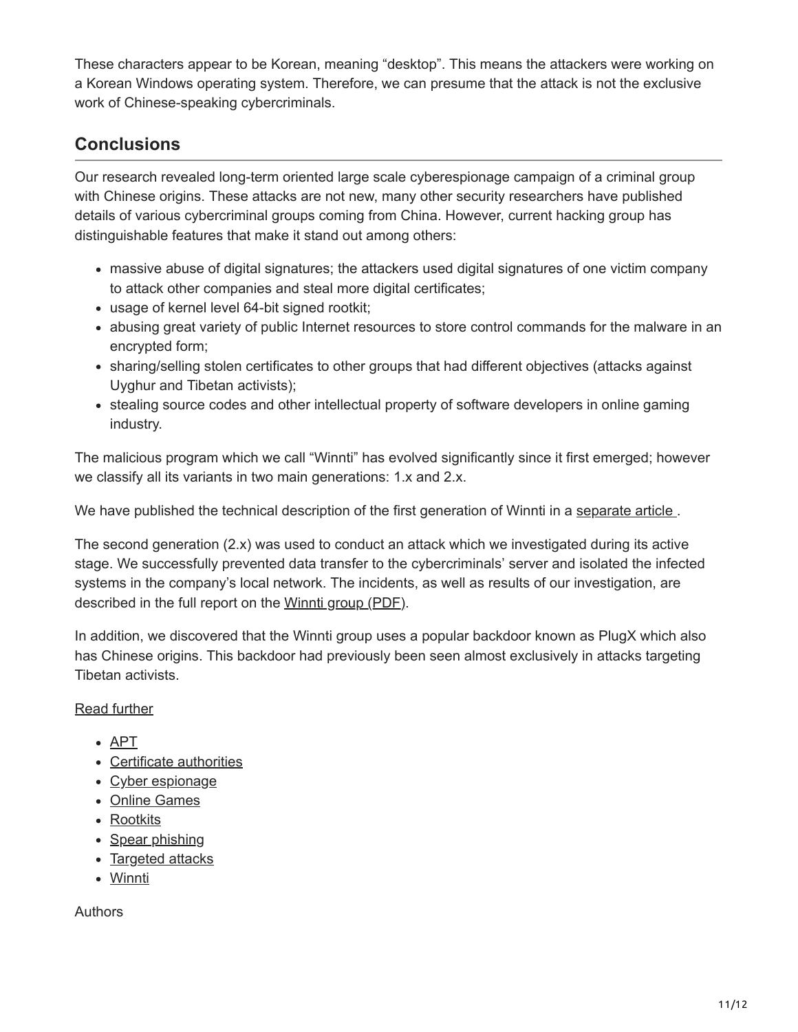These characters appear to be Korean, meaning "desktop". This means the attackers were working on a Korean Windows operating system. Therefore, we can presume that the attack is not the exclusive work of Chinese-speaking cybercriminals.

## Conclusions

Our research revealed long-term oriented large scale cyberespionage campaign of a criminal group with Chinese origins. These attacks are not new, many other security researchers have published details of various cybercriminal groups coming from China. However, current hacking group has distinguishable features that make it stand out among others:

- massive abuse of digital signatures; the attackers used digital signatures of one victim company to attack other companies and steal more digital certificates;
- usage of kernel level 64-bit signed rootkit;
- abusing great variety of public Internet resources to store control commands for the malware in an encrypted form;
- sharing/selling stolen certificates to other groups that had different objectives (attacks against Uyghur and Tibetan activists);
- stealing source codes and other intellectual property of software developers in online gaming industry.

The malicious program which we call "Winnti" has evolved significantly since it first emerged; however we classify all its variants in two main generations: 1.x and 2.x.

We have published the technical description of the first generation of Winnti in a separate article .

The second generation (2.x) was used to conduct an attack which we investigated during its active stage. We successfully prevented data transfer to the cybercriminals' server and isolated the infected systems in the company's local network. The incidents, as well as results of our investigation, are described in the full report on the Winnti group (PDF).

In addition, we discovered that the Winnti group uses a popular backdoor known as PlugX which also has Chinese origins. This backdoor had previously been seen almost exclusively in attacks targeting Tibetan activists.

Read further

- APT
- Certificate authorities
- Cyber espionage
- Online Games
- Rootkits
- Spear phishing
- Targeted attacks
- Winnti

Authors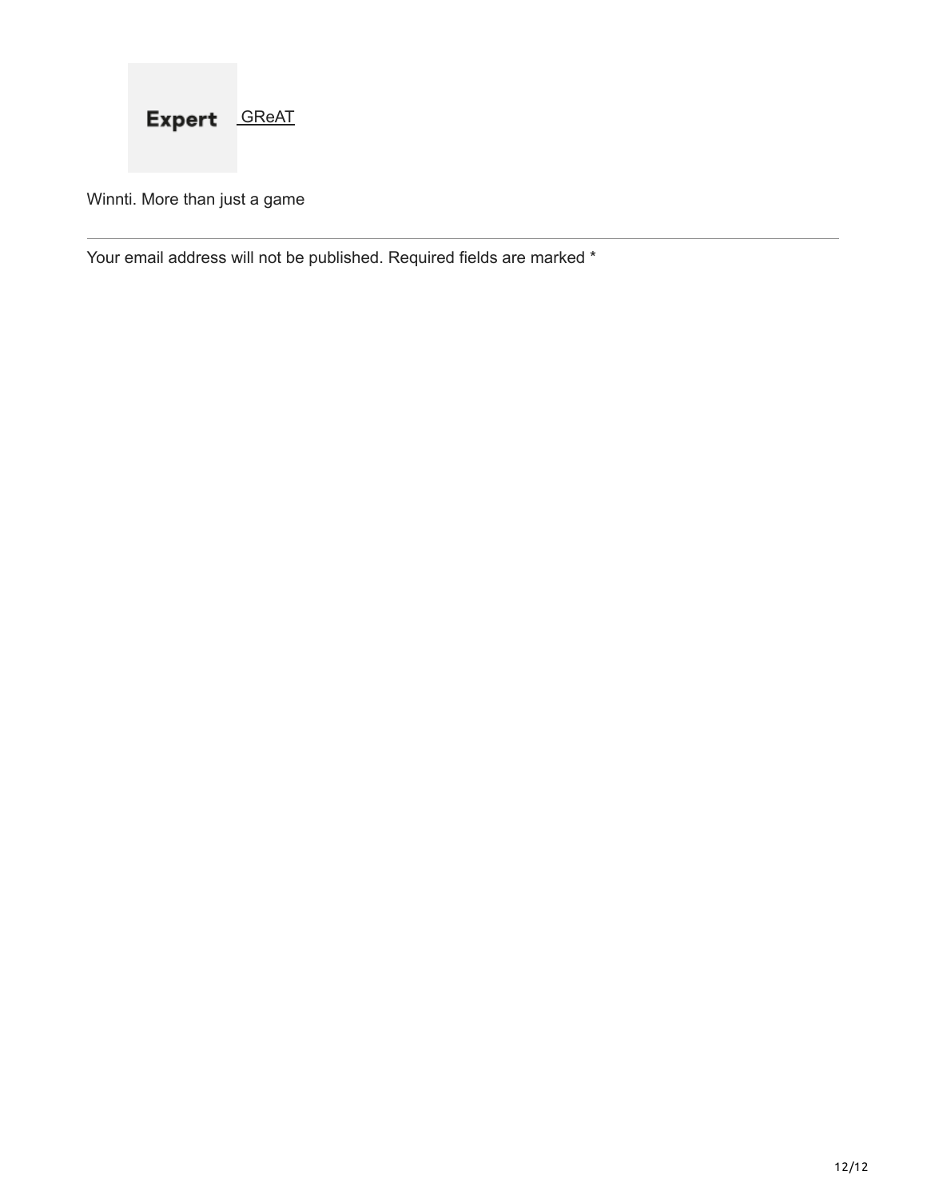Expert [GReAT]

Winnti. More than just a game

---

Your email address will not be published. Required fields are marked *